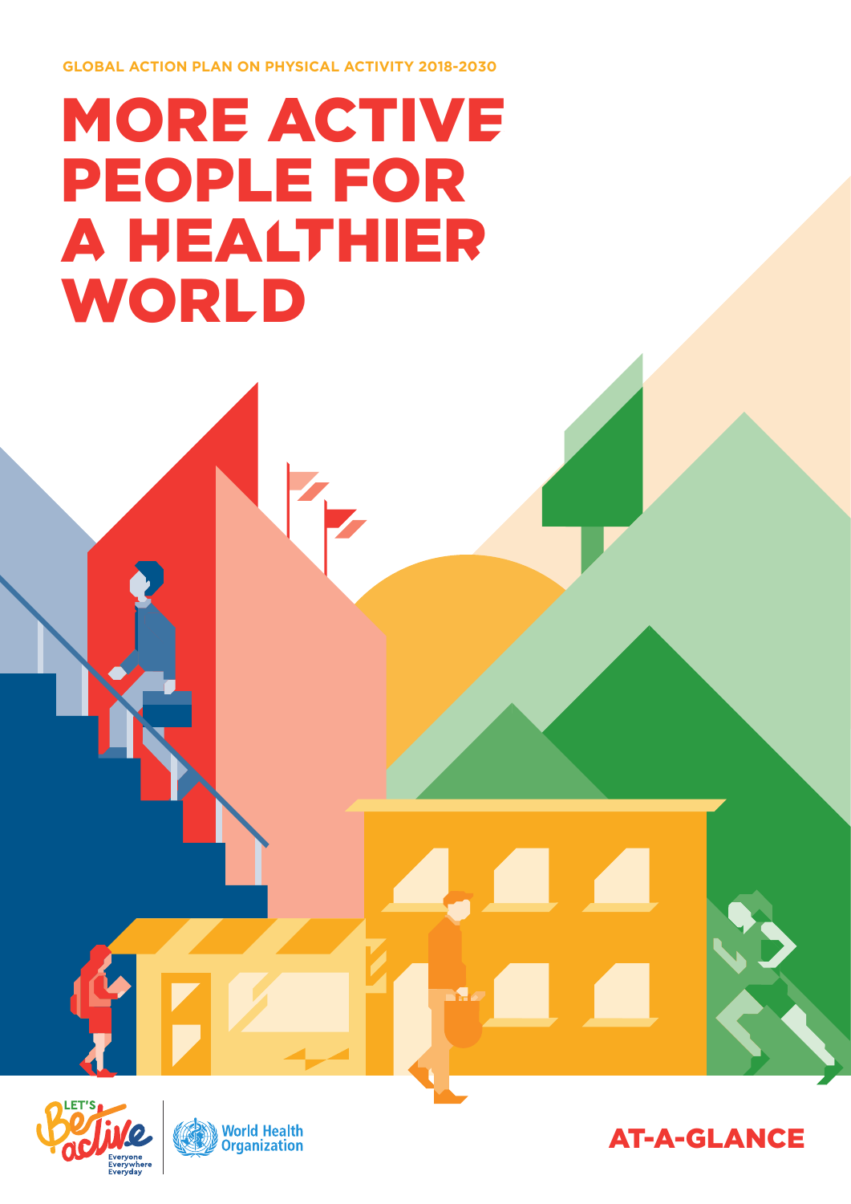GLOBAL ACTION PLAN ON PHYSICAL ACTIVITY 2018-2030

# MORE ACTIVE PEOPLE FOR A HEALTHIER WORLD

LET'S Be active
Everyone
Everywhere
Everyday

World Health Organization

AT-A-GLANCE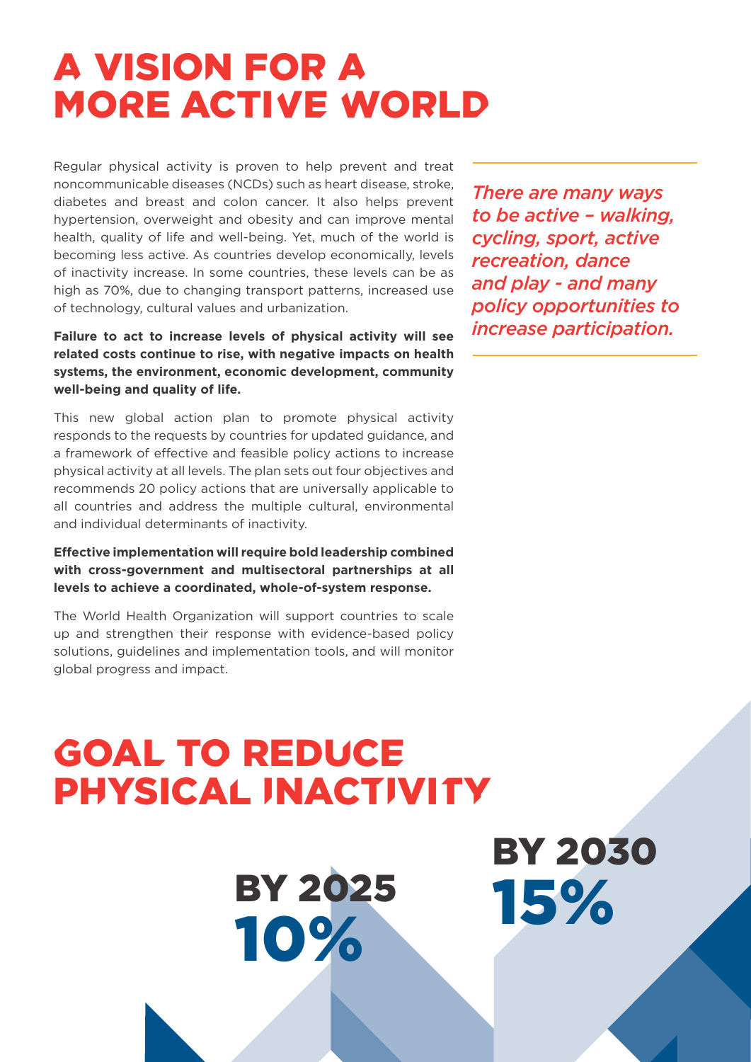# A VISION FOR A MORE ACTIVE WORLD

Regular physical activity is proven to help prevent and treat noncommunicable diseases (NCDs) such as heart disease, stroke, diabetes and breast and colon cancer. It also helps prevent hypertension, overweight and obesity and can improve mental health, quality of life and well-being. Yet, much of the world is becoming less active. As countries develop economically, levels of inactivity increase. In some countries, these levels can be as high as 70%, due to changing transport patterns, increased use of technology, cultural values and urbanization.

**Failure to act to increase levels of physical activity will see related costs continue to rise, with negative impacts on health systems, the environment, economic development, community well-being and quality of life.**

This new global action plan to promote physical activity responds to the requests by countries for updated guidance, and a framework of effective and feasible policy actions to increase physical activity at all levels. The plan sets out four objectives and recommends 20 policy actions that are universally applicable to all countries and address the multiple cultural, environmental and individual determinants of inactivity.

**Effective implementation will require bold leadership combined with cross-government and multisectoral partnerships at all levels to achieve a coordinated, whole-of-system response.**

The World Health Organization will support countries to scale up and strengthen their response with evidence-based policy solutions, guidelines and implementation tools, and will monitor global progress and impact.

*There are many ways to be active – walking, cycling, sport, active recreation, dance and play - and many policy opportunities to increase participation.*

# GOAL TO REDUCE PHYSICAL INACTIVITY

**BY 2025**
**10%**

**BY 2030**
**15%**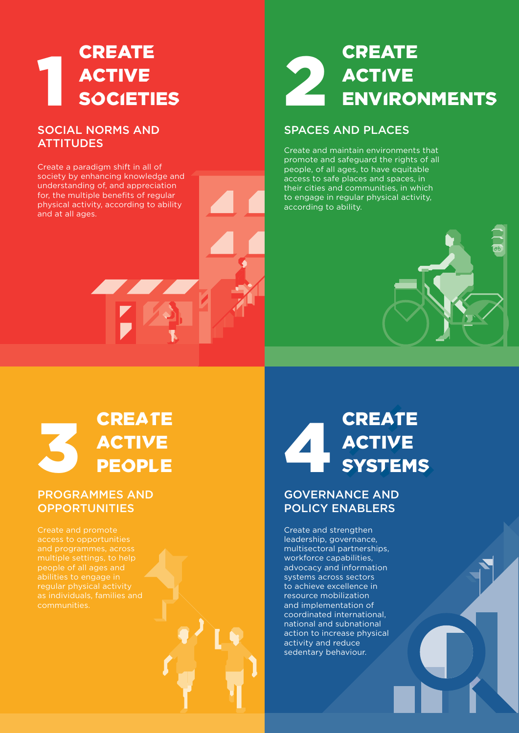## 1 CREATE ACTIVE SOCIETIES

### SOCIAL NORMS AND ATTITUDES

Create a paradigm shift in all of society by enhancing knowledge and understanding of, and appreciation for, the multiple benefits of regular physical activity, according to ability and at all ages.

## 2 CREATE ACTIVE ENVIRONMENTS

### SPACES AND PLACES

Create and maintain environments that promote and safeguard the rights of all people, of all ages, to have equitable access to safe places and spaces, in their cities and communities, in which to engage in regular physical activity, according to ability.

## 3 CREATE ACTIVE PEOPLE

### PROGRAMMES AND OPPORTUNITIES

Create and promote access to opportunities and programmes, across multiple settings, to help people of all ages and abilities to engage in regular physical activity as individuals, families and communities.

## 4 CREATE ACTIVE SYSTEMS

### GOVERNANCE AND POLICY ENABLERS

Create and strengthen leadership, governance, multisectoral partnerships, workforce capabilities, advocacy and information systems across sectors to achieve excellence in resource mobilization and implementation of coordinated international, national and subnational action to increase physical activity and reduce sedentary behaviour.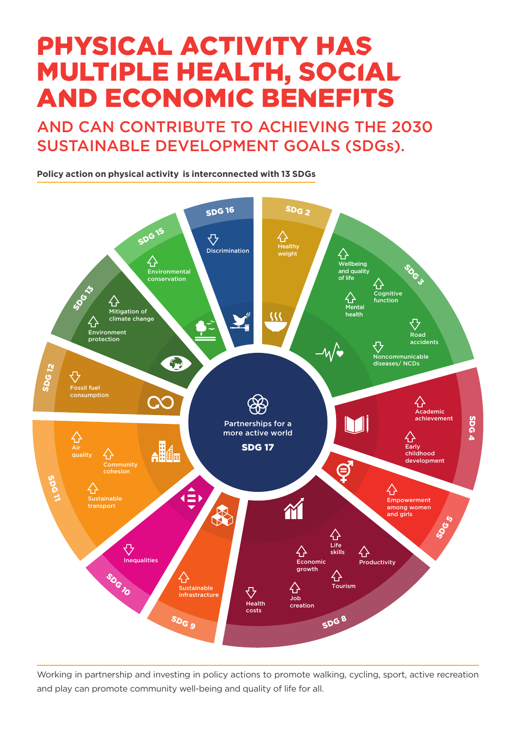# PHYSICAL ACTIVITY HAS MULTIPLE HEALTH, SOCIAL AND ECONOMIC BENEFITS

## AND CAN CONTRIBUTE TO ACHIEVING THE 2030 SUSTAINABLE DEVELOPMENT GOALS (SDGs).

**Policy action on physical activity is interconnected with 13 SDGs**

**SDG 17** – Partnerships for a more active world

- **SDG 2**: ↑ Healthy weight
- **SDG 3**: ↑ Wellbeing and quality of life; ↑ Cognitive function; ↑ Mental health; ↓ Road accidents; ↓ Noncommunicable diseases/ NCDs
- **SDG 4**: ↑ Academic achievement; ↑ Early childhood development
- **SDG 5**: ↑ Empowerment among women and girls
- **SDG 8**: ↑ Life skills; ↑ Economic growth; ↑ Productivity; ↑ Tourism; ↑ Job creation; ↓ Health costs
- **SDG 9**: ↑ Sustainable infrastructure
- **SDG 10**: ↓ Inequalities
- **SDG 11**: ↑ Air quality; ↑ Community cohesion; ↑ Sustainable transport
- **SDG 12**: ↓ Fossil fuel consumption
- **SDG 13**: ↑ Mitigation of climate change; ↑ Environment protection
- **SDG 15**: ↑ Environmental conservation
- **SDG 16**: ↓ Discrimination

Working in partnership and investing in policy actions to promote walking, cycling, sport, active recreation and play can promote community well-being and quality of life for all.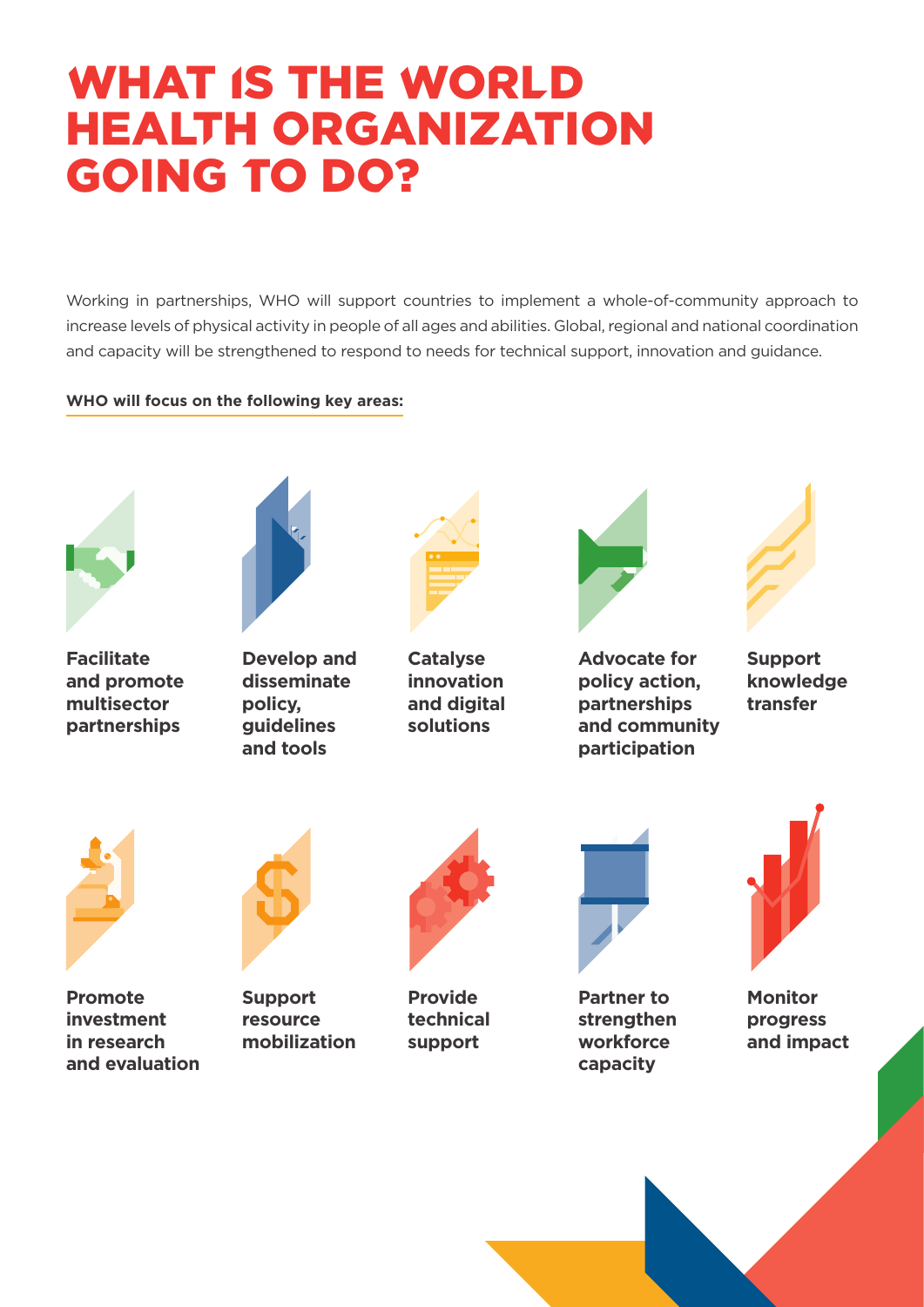# WHAT IS THE WORLD HEALTH ORGANIZATION GOING TO DO?

Working in partnerships, WHO will support countries to implement a whole-of-community approach to increase levels of physical activity in people of all ages and abilities. Global, regional and national coordination and capacity will be strengthened to respond to needs for technical support, innovation and guidance.

**WHO will focus on the following key areas:**

- **Facilitate and promote multisector partnerships**
- **Develop and disseminate policy, guidelines and tools**
- **Catalyse innovation and digital solutions**
- **Advocate for policy action, partnerships and community participation**
- **Support knowledge transfer**
- **Promote investment in research and evaluation**
- **Support resource mobilization**
- **Provide technical support**
- **Partner to strengthen workforce capacity**
- **Monitor progress and impact**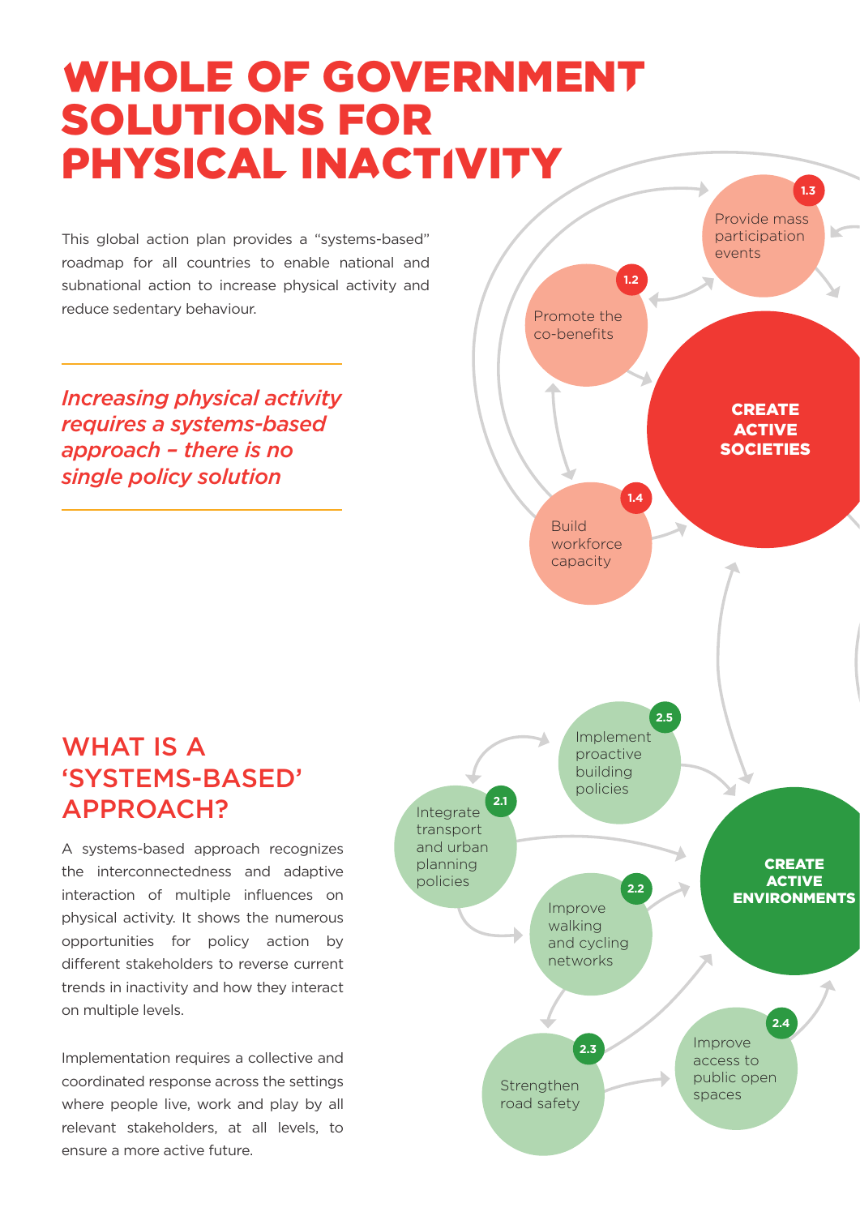# WHOLE OF GOVERNMENT SOLUTIONS FOR PHYSICAL INACTIVITY

This global action plan provides a "systems-based" roadmap for all countries to enable national and subnational action to increase physical activity and reduce sedentary behaviour.

*Increasing physical activity requires a systems-based approach – there is no single policy solution*

## WHAT IS A 'SYSTEMS-BASED' APPROACH?

A systems-based approach recognizes the interconnectedness and adaptive interaction of multiple influences on physical activity. It shows the numerous opportunities for policy action by different stakeholders to reverse current trends in inactivity and how they interact on multiple levels.

Implementation requires a collective and coordinated response across the settings where people live, work and play by all relevant stakeholders, at all levels, to ensure a more active future.

**CREATE ACTIVE SOCIETIES**

- 1.2 Promote the co-benefits
- 1.3 Provide mass participation events
- 1.4 Build workforce capacity

**CREATE ACTIVE ENVIRONMENTS**

- 2.1 Integrate transport and urban planning policies
- 2.2 Improve walking and cycling networks
- 2.3 Strengthen road safety
- 2.4 Improve access to public open spaces
- 2.5 Implement proactive building policies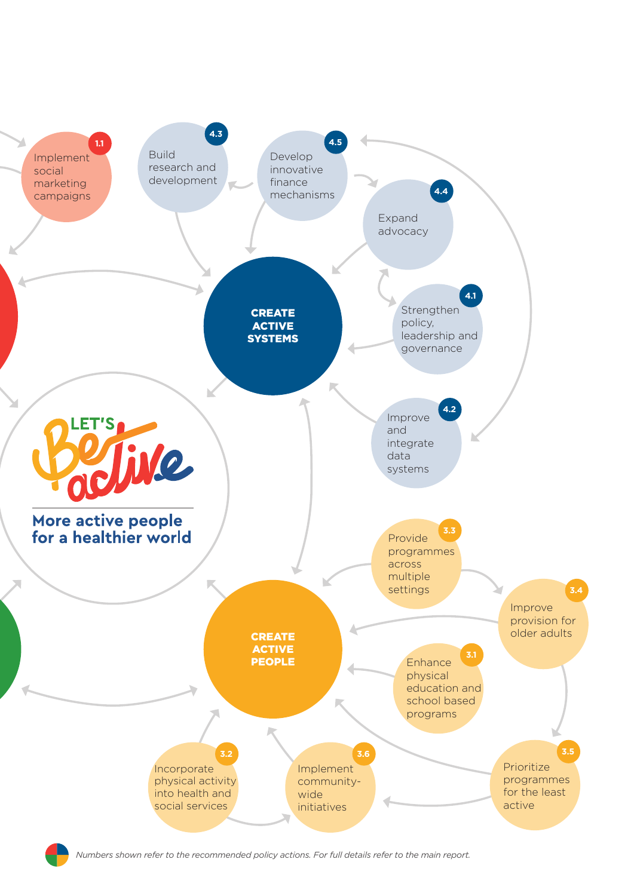**1.1** Implement social marketing campaigns

**4.3** Build research and development

**4.5** Develop innovative finance mechanisms

**4.4** Expand advocacy

**CREATE ACTIVE SYSTEMS**

**4.1** Strengthen policy, leadership and governance

**4.2** Improve and integrate data systems

LET'S Be active

**More active people for a healthier world**

**3.3** Provide programmes across multiple settings

**3.4** Improve provision for older adults

**CREATE ACTIVE PEOPLE**

**3.1** Enhance physical education and school based programs

**3.2** Incorporate physical activity into health and social services

**3.6** Implement community-wide initiatives

**3.5** Prioritize programmes for the least active

*Numbers shown refer to the recommended policy actions. For full details refer to the main report.*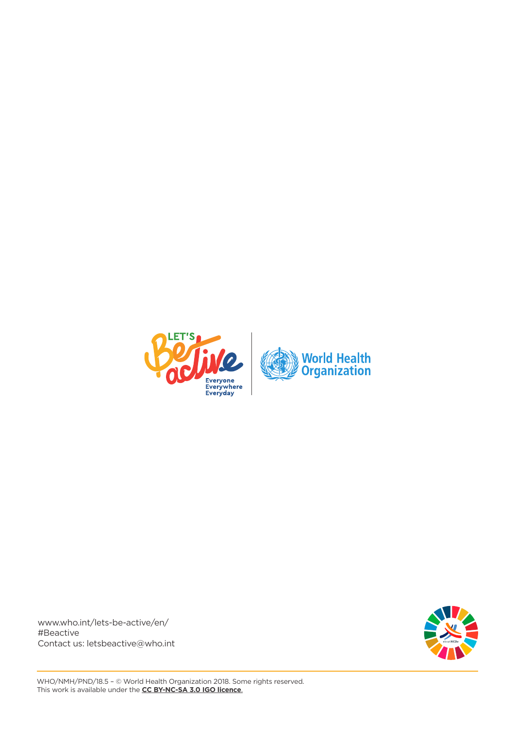LET'S Be active

Everyone
Everywhere
Everyday

World Health
Organization

www.who.int/lets-be-active/en/
#Beactive
Contact us: letsbeactive@who.int

WHO/NMH/PND/18.5 – © World Health Organization 2018. Some rights reserved.
This work is available under the **CC BY-NC-SA 3.0 IGO licence**.